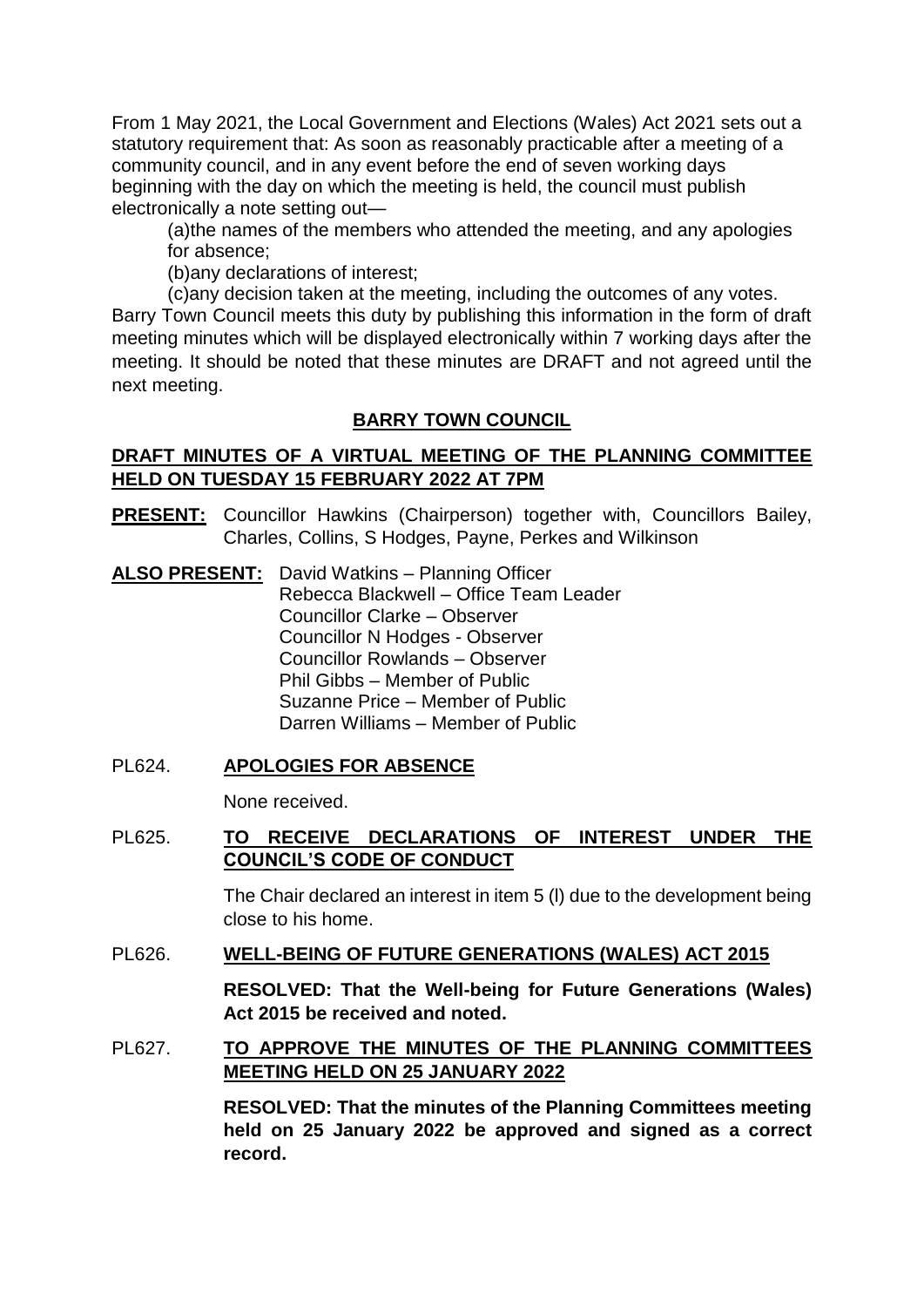From 1 May 2021, the Local Government and Elections (Wales) Act 2021 sets out a statutory requirement that: As soon as reasonably practicable after a meeting of a community council, and in any event before the end of seven working days beginning with the day on which the meeting is held, the council must publish electronically a note setting out—

(a)the names of the members who attended the meeting, and any apologies for absence;

(b)any declarations of interest;

(c)any decision taken at the meeting, including the outcomes of any votes.

Barry Town Council meets this duty by publishing this information in the form of draft meeting minutes which will be displayed electronically within 7 working days after the meeting. It should be noted that these minutes are DRAFT and not agreed until the next meeting.

# BARRY TOWN COUNCIL

## DRAFT MINUTES OF A VIRTUAL MEETING OF THE PLANNING COMMITTEE HELD ON TUESDAY 15 FEBRUARY 2022 AT 7PM

**PRESENT:** Councillor Hawkins (Chairperson) together with, Councillors Bailey, Charles, Collins, S Hodges, Payne, Perkes and Wilkinson

**ALSO PRESENT:** David Watkins – Planning Officer
Rebecca Blackwell – Office Team Leader
Councillor Clarke – Observer
Councillor N Hodges - Observer
Councillor Rowlands – Observer
Phil Gibbs – Member of Public
Suzanne Price – Member of Public
Darren Williams – Member of Public

### PL624. APOLOGIES FOR ABSENCE

None received.

### PL625. TO RECEIVE DECLARATIONS OF INTEREST UNDER THE COUNCIL'S CODE OF CONDUCT

The Chair declared an interest in item 5 (l) due to the development being close to his home.

### PL626. WELL-BEING OF FUTURE GENERATIONS (WALES) ACT 2015

**RESOLVED: That the Well-being for Future Generations (Wales) Act 2015 be received and noted.**

### PL627. TO APPROVE THE MINUTES OF THE PLANNING COMMITTEES MEETING HELD ON 25 JANUARY 2022

**RESOLVED: That the minutes of the Planning Committees meeting held on 25 January 2022 be approved and signed as a correct record.**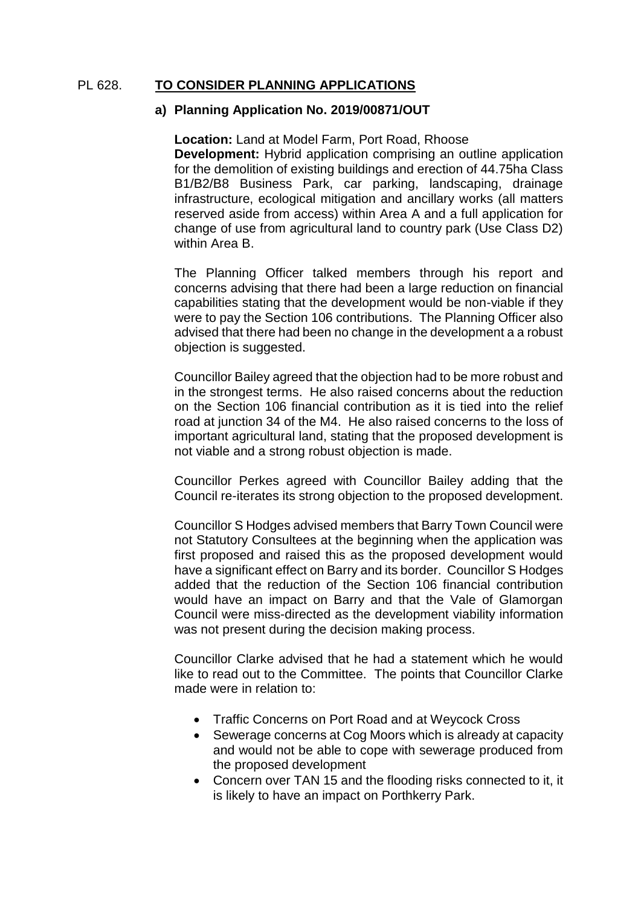PL 628. **TO CONSIDER PLANNING APPLICATIONS**

**a) Planning Application No. 2019/00871/OUT**

**Location:** Land at Model Farm, Port Road, Rhoose
**Development:** Hybrid application comprising an outline application for the demolition of existing buildings and erection of 44.75ha Class B1/B2/B8 Business Park, car parking, landscaping, drainage infrastructure, ecological mitigation and ancillary works (all matters reserved aside from access) within Area A and a full application for change of use from agricultural land to country park (Use Class D2) within Area B.

The Planning Officer talked members through his report and concerns advising that there had been a large reduction on financial capabilities stating that the development would be non-viable if they were to pay the Section 106 contributions. The Planning Officer also advised that there had been no change in the development a a robust objection is suggested.

Councillor Bailey agreed that the objection had to be more robust and in the strongest terms. He also raised concerns about the reduction on the Section 106 financial contribution as it is tied into the relief road at junction 34 of the M4. He also raised concerns to the loss of important agricultural land, stating that the proposed development is not viable and a strong robust objection is made.

Councillor Perkes agreed with Councillor Bailey adding that the Council re-iterates its strong objection to the proposed development.

Councillor S Hodges advised members that Barry Town Council were not Statutory Consultees at the beginning when the application was first proposed and raised this as the proposed development would have a significant effect on Barry and its border. Councillor S Hodges added that the reduction of the Section 106 financial contribution would have an impact on Barry and that the Vale of Glamorgan Council were miss-directed as the development viability information was not present during the decision making process.

Councillor Clarke advised that he had a statement which he would like to read out to the Committee. The points that Councillor Clarke made were in relation to:

- Traffic Concerns on Port Road and at Weycock Cross
- Sewerage concerns at Cog Moors which is already at capacity and would not be able to cope with sewerage produced from the proposed development
- Concern over TAN 15 and the flooding risks connected to it, it is likely to have an impact on Porthkerry Park.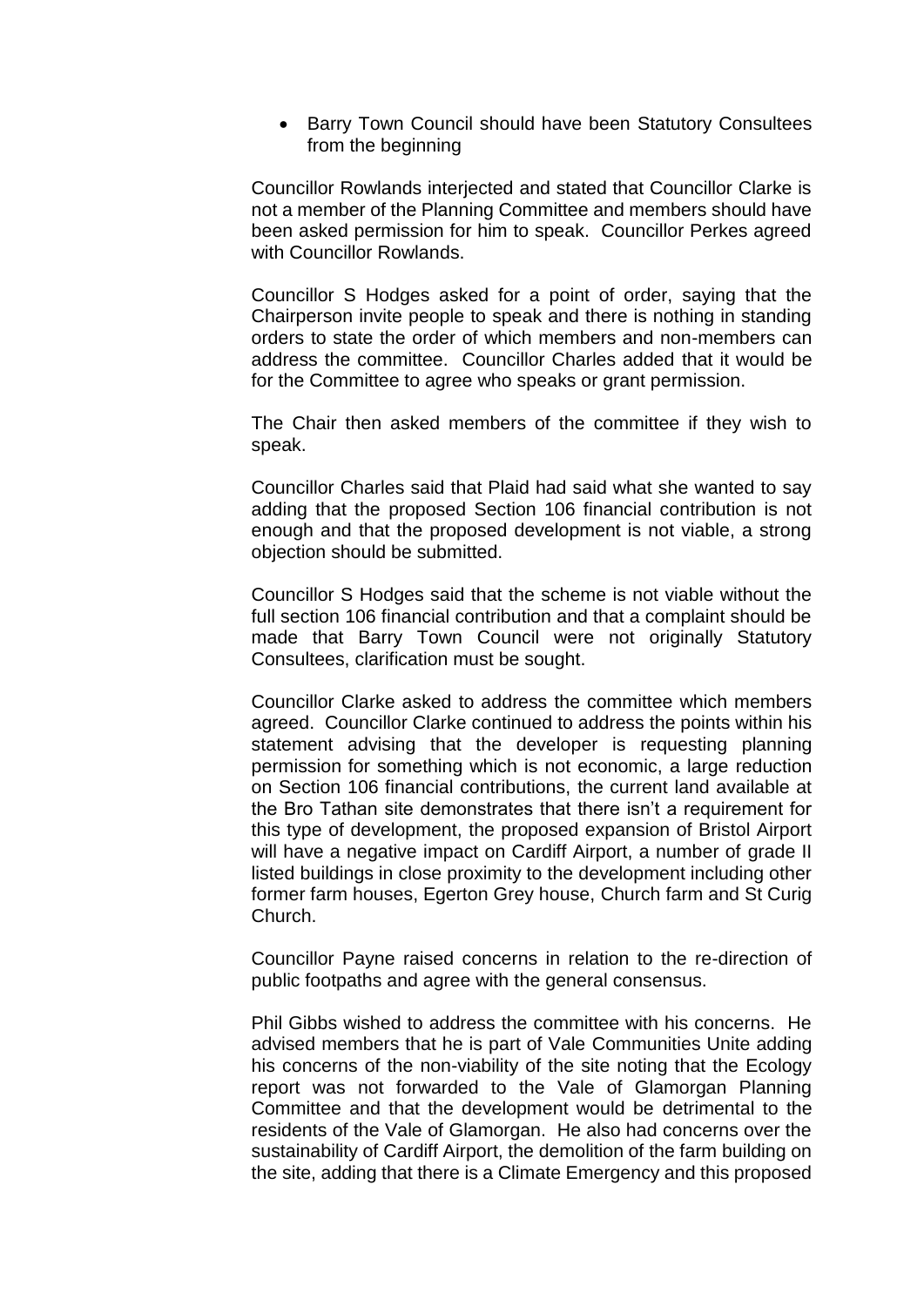- Barry Town Council should have been Statutory Consultees from the beginning

Councillor Rowlands interjected and stated that Councillor Clarke is not a member of the Planning Committee and members should have been asked permission for him to speak. Councillor Perkes agreed with Councillor Rowlands.

Councillor S Hodges asked for a point of order, saying that the Chairperson invite people to speak and there is nothing in standing orders to state the order of which members and non-members can address the committee. Councillor Charles added that it would be for the Committee to agree who speaks or grant permission.

The Chair then asked members of the committee if they wish to speak.

Councillor Charles said that Plaid had said what she wanted to say adding that the proposed Section 106 financial contribution is not enough and that the proposed development is not viable, a strong objection should be submitted.

Councillor S Hodges said that the scheme is not viable without the full section 106 financial contribution and that a complaint should be made that Barry Town Council were not originally Statutory Consultees, clarification must be sought.

Councillor Clarke asked to address the committee which members agreed. Councillor Clarke continued to address the points within his statement advising that the developer is requesting planning permission for something which is not economic, a large reduction on Section 106 financial contributions, the current land available at the Bro Tathan site demonstrates that there isn't a requirement for this type of development, the proposed expansion of Bristol Airport will have a negative impact on Cardiff Airport, a number of grade II listed buildings in close proximity to the development including other former farm houses, Egerton Grey house, Church farm and St Curig Church.

Councillor Payne raised concerns in relation to the re-direction of public footpaths and agree with the general consensus.

Phil Gibbs wished to address the committee with his concerns. He advised members that he is part of Vale Communities Unite adding his concerns of the non-viability of the site noting that the Ecology report was not forwarded to the Vale of Glamorgan Planning Committee and that the development would be detrimental to the residents of the Vale of Glamorgan. He also had concerns over the sustainability of Cardiff Airport, the demolition of the farm building on the site, adding that there is a Climate Emergency and this proposed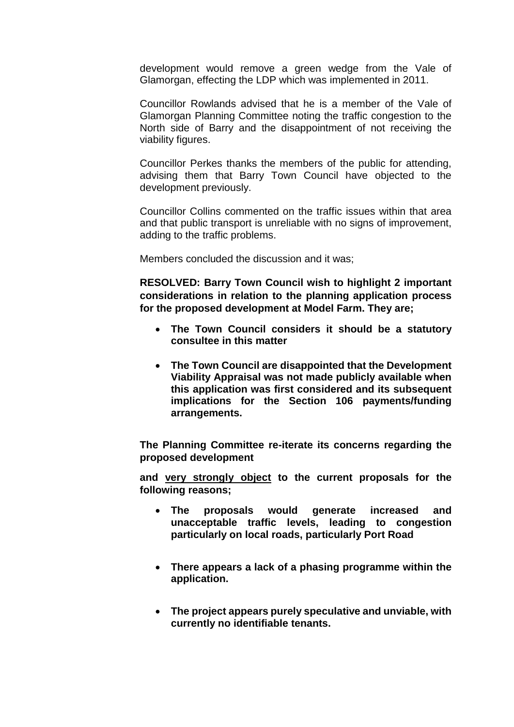development would remove a green wedge from the Vale of Glamorgan, effecting the LDP which was implemented in 2011.

Councillor Rowlands advised that he is a member of the Vale of Glamorgan Planning Committee noting the traffic congestion to the North side of Barry and the disappointment of not receiving the viability figures.

Councillor Perkes thanks the members of the public for attending, advising them that Barry Town Council have objected to the development previously.

Councillor Collins commented on the traffic issues within that area and that public transport is unreliable with no signs of improvement, adding to the traffic problems.

Members concluded the discussion and it was;

**RESOLVED: Barry Town Council wish to highlight 2 important considerations in relation to the planning application process for the proposed development at Model Farm. They are;**

- **The Town Council considers it should be a statutory consultee in this matter**
- **The Town Council are disappointed that the Development Viability Appraisal was not made publicly available when this application was first considered and its subsequent implications for the Section 106 payments/funding arrangements.**

**The Planning Committee re-iterate its concerns regarding the proposed development**

**and <u>very strongly object</u> to the current proposals for the following reasons;**

- **The proposals would generate increased and unacceptable traffic levels, leading to congestion particularly on local roads, particularly Port Road**
- **There appears a lack of a phasing programme within the application.**
- **The project appears purely speculative and unviable, with currently no identifiable tenants.**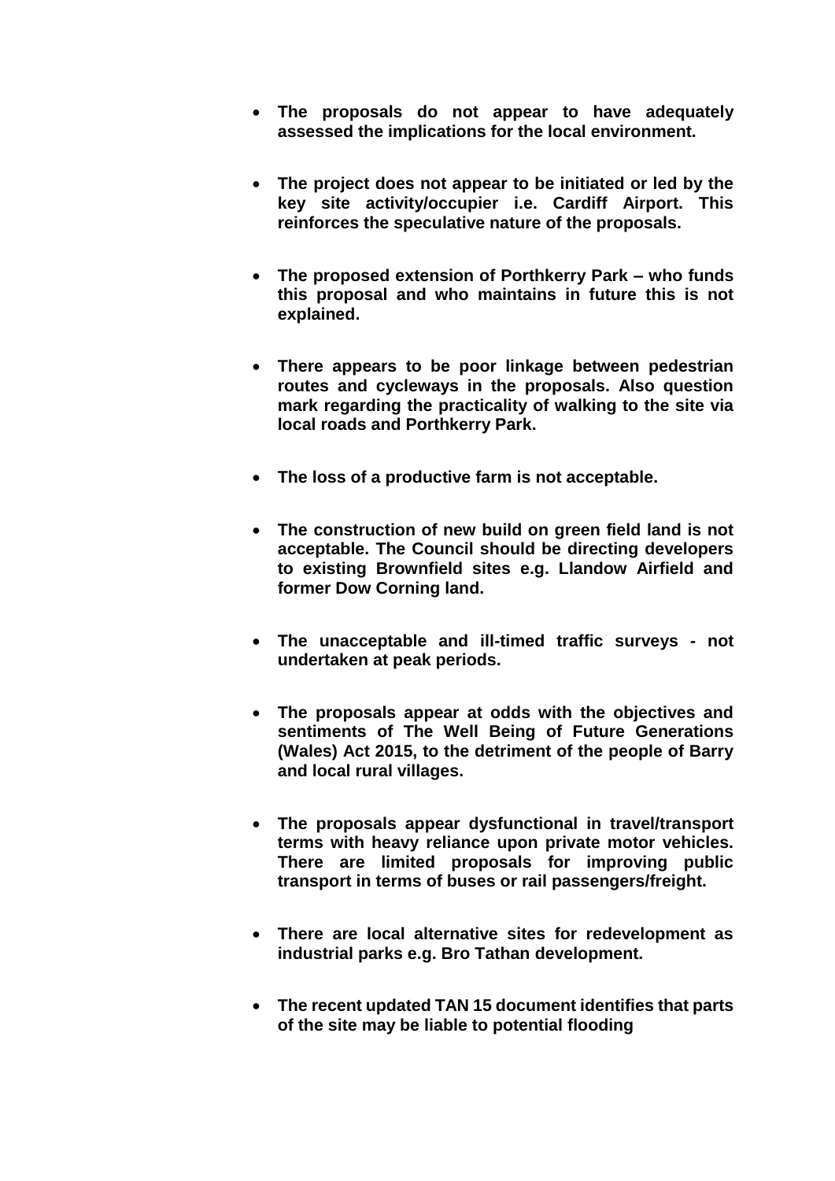- **The proposals do not appear to have adequately assessed the implications for the local environment.**

- **The project does not appear to be initiated or led by the key site activity/occupier i.e. Cardiff Airport. This reinforces the speculative nature of the proposals.**

- **The proposed extension of Porthkerry Park – who funds this proposal and who maintains in future this is not explained.**

- **There appears to be poor linkage between pedestrian routes and cycleways in the proposals. Also question mark regarding the practicality of walking to the site via local roads and Porthkerry Park.**

- **The loss of a productive farm is not acceptable.**

- **The construction of new build on green field land is not acceptable. The Council should be directing developers to existing Brownfield sites e.g. Llandow Airfield and former Dow Corning land.**

- **The unacceptable and ill-timed traffic surveys - not undertaken at peak periods.**

- **The proposals appear at odds with the objectives and sentiments of The Well Being of Future Generations (Wales) Act 2015, to the detriment of the people of Barry and local rural villages.**

- **The proposals appear dysfunctional in travel/transport terms with heavy reliance upon private motor vehicles. There are limited proposals for improving public transport in terms of buses or rail passengers/freight.**

- **There are local alternative sites for redevelopment as industrial parks e.g. Bro Tathan development.**

- **The recent updated TAN 15 document identifies that parts of the site may be liable to potential flooding**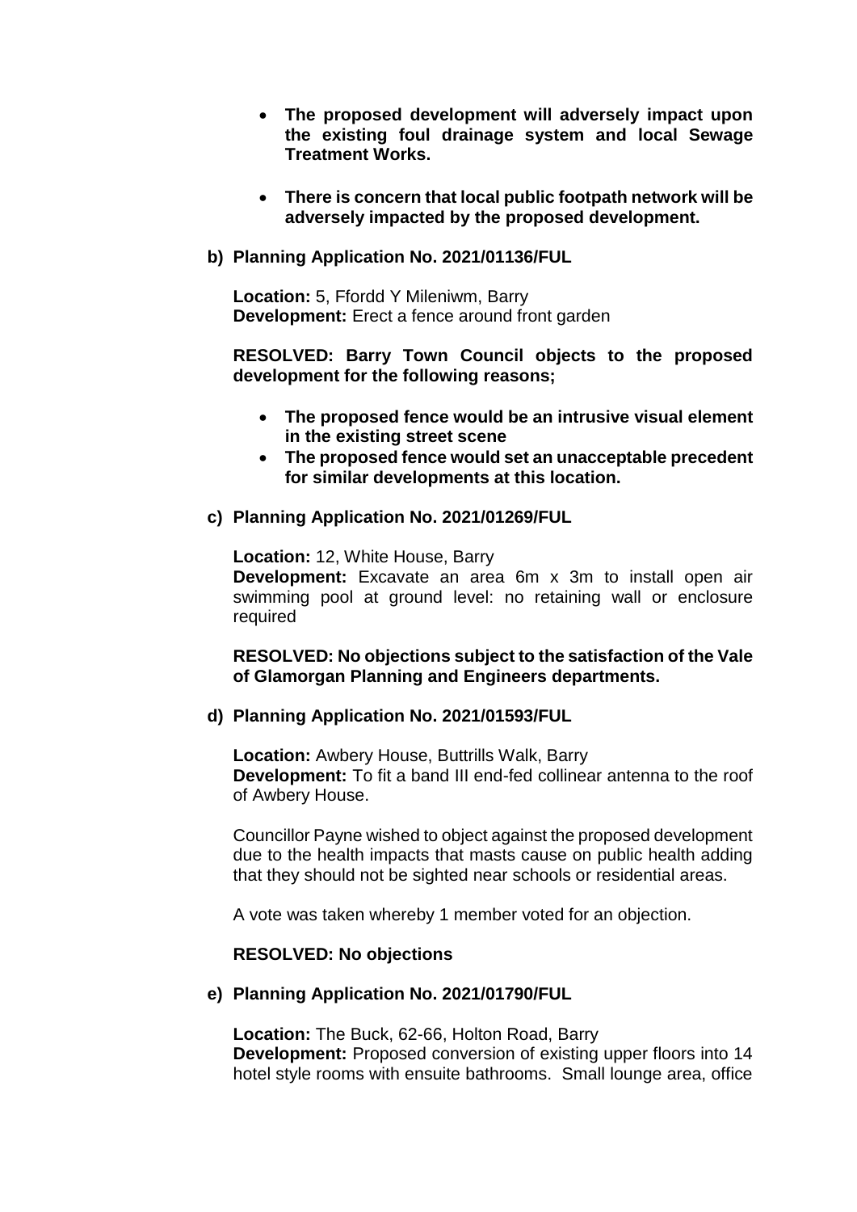- **The proposed development will adversely impact upon the existing foul drainage system and local Sewage Treatment Works.**

- **There is concern that local public footpath network will be adversely impacted by the proposed development.**

**b) Planning Application No. 2021/01136/FUL**

**Location:** 5, Ffordd Y Mileniwm, Barry
**Development:** Erect a fence around front garden

**RESOLVED: Barry Town Council objects to the proposed development for the following reasons;**

- **The proposed fence would be an intrusive visual element in the existing street scene**
- **The proposed fence would set an unacceptable precedent for similar developments at this location.**

**c) Planning Application No. 2021/01269/FUL**

**Location:** 12, White House, Barry
**Development:** Excavate an area 6m x 3m to install open air swimming pool at ground level: no retaining wall or enclosure required

**RESOLVED: No objections subject to the satisfaction of the Vale of Glamorgan Planning and Engineers departments.**

**d) Planning Application No. 2021/01593/FUL**

**Location:** Awbery House, Buttrills Walk, Barry
**Development:** To fit a band III end-fed collinear antenna to the roof of Awbery House.

Councillor Payne wished to object against the proposed development due to the health impacts that masts cause on public health adding that they should not be sighted near schools or residential areas.

A vote was taken whereby 1 member voted for an objection.

**RESOLVED: No objections**

**e) Planning Application No. 2021/01790/FUL**

**Location:** The Buck, 62-66, Holton Road, Barry
**Development:** Proposed conversion of existing upper floors into 14 hotel style rooms with ensuite bathrooms. Small lounge area, office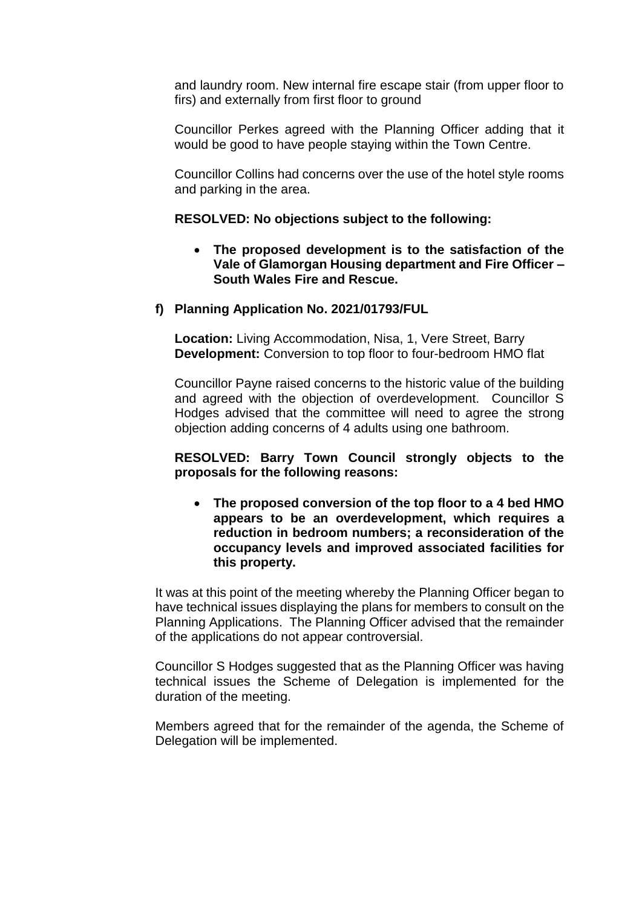and laundry room. New internal fire escape stair (from upper floor to firs) and externally from first floor to ground

Councillor Perkes agreed with the Planning Officer adding that it would be good to have people staying within the Town Centre.

Councillor Collins had concerns over the use of the hotel style rooms and parking in the area.

**RESOLVED: No objections subject to the following:**

- **The proposed development is to the satisfaction of the Vale of Glamorgan Housing department and Fire Officer – South Wales Fire and Rescue.**

**f) Planning Application No. 2021/01793/FUL**

**Location:** Living Accommodation, Nisa, 1, Vere Street, Barry
**Development:** Conversion to top floor to four-bedroom HMO flat

Councillor Payne raised concerns to the historic value of the building and agreed with the objection of overdevelopment. Councillor S Hodges advised that the committee will need to agree the strong objection adding concerns of 4 adults using one bathroom.

**RESOLVED: Barry Town Council strongly objects to the proposals for the following reasons:**

- **The proposed conversion of the top floor to a 4 bed HMO appears to be an overdevelopment, which requires a reduction in bedroom numbers; a reconsideration of the occupancy levels and improved associated facilities for this property.**

It was at this point of the meeting whereby the Planning Officer began to have technical issues displaying the plans for members to consult on the Planning Applications. The Planning Officer advised that the remainder of the applications do not appear controversial.

Councillor S Hodges suggested that as the Planning Officer was having technical issues the Scheme of Delegation is implemented for the duration of the meeting.

Members agreed that for the remainder of the agenda, the Scheme of Delegation will be implemented.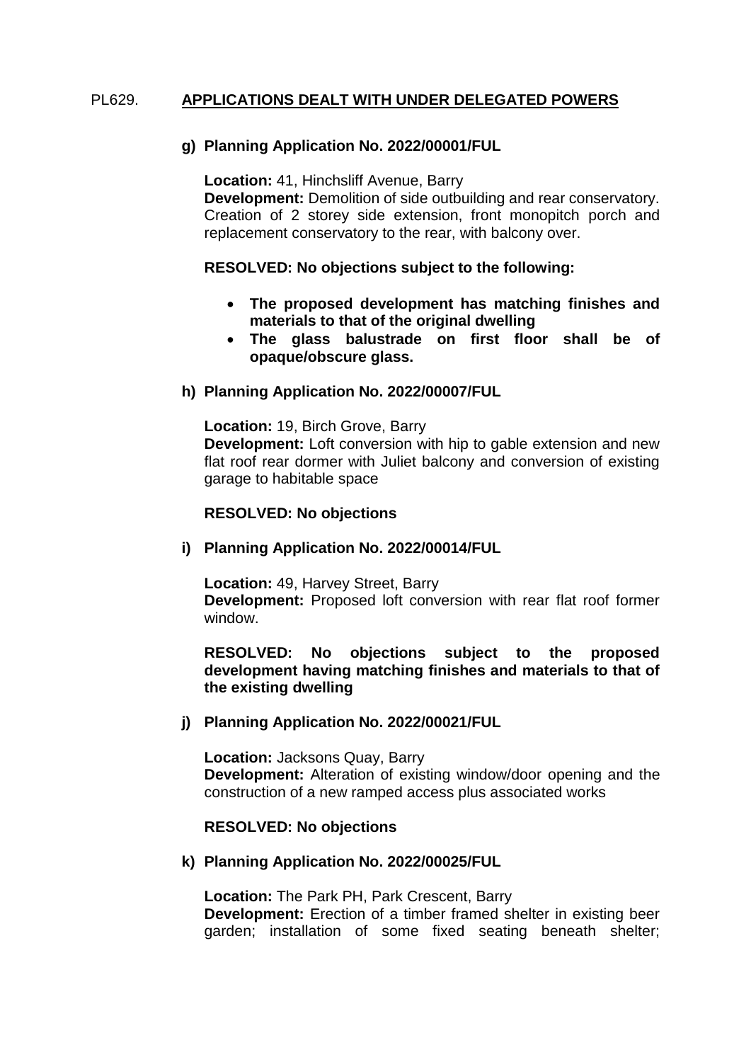PL629. **APPLICATIONS DEALT WITH UNDER DELEGATED POWERS**

**g) Planning Application No. 2022/00001/FUL**

**Location:** 41, Hinchsliff Avenue, Barry
**Development:** Demolition of side outbuilding and rear conservatory. Creation of 2 storey side extension, front monopitch porch and replacement conservatory to the rear, with balcony over.

**RESOLVED: No objections subject to the following:**

- **The proposed development has matching finishes and materials to that of the original dwelling**
- **The glass balustrade on first floor shall be of opaque/obscure glass.**

**h) Planning Application No. 2022/00007/FUL**

**Location:** 19, Birch Grove, Barry
**Development:** Loft conversion with hip to gable extension and new flat roof rear dormer with Juliet balcony and conversion of existing garage to habitable space

**RESOLVED: No objections**

**i) Planning Application No. 2022/00014/FUL**

**Location:** 49, Harvey Street, Barry
**Development:** Proposed loft conversion with rear flat roof former window.

**RESOLVED: No objections subject to the proposed development having matching finishes and materials to that of the existing dwelling**

**j) Planning Application No. 2022/00021/FUL**

**Location:** Jacksons Quay, Barry
**Development:** Alteration of existing window/door opening and the construction of a new ramped access plus associated works

**RESOLVED: No objections**

**k) Planning Application No. 2022/00025/FUL**

**Location:** The Park PH, Park Crescent, Barry
**Development:** Erection of a timber framed shelter in existing beer garden; installation of some fixed seating beneath shelter;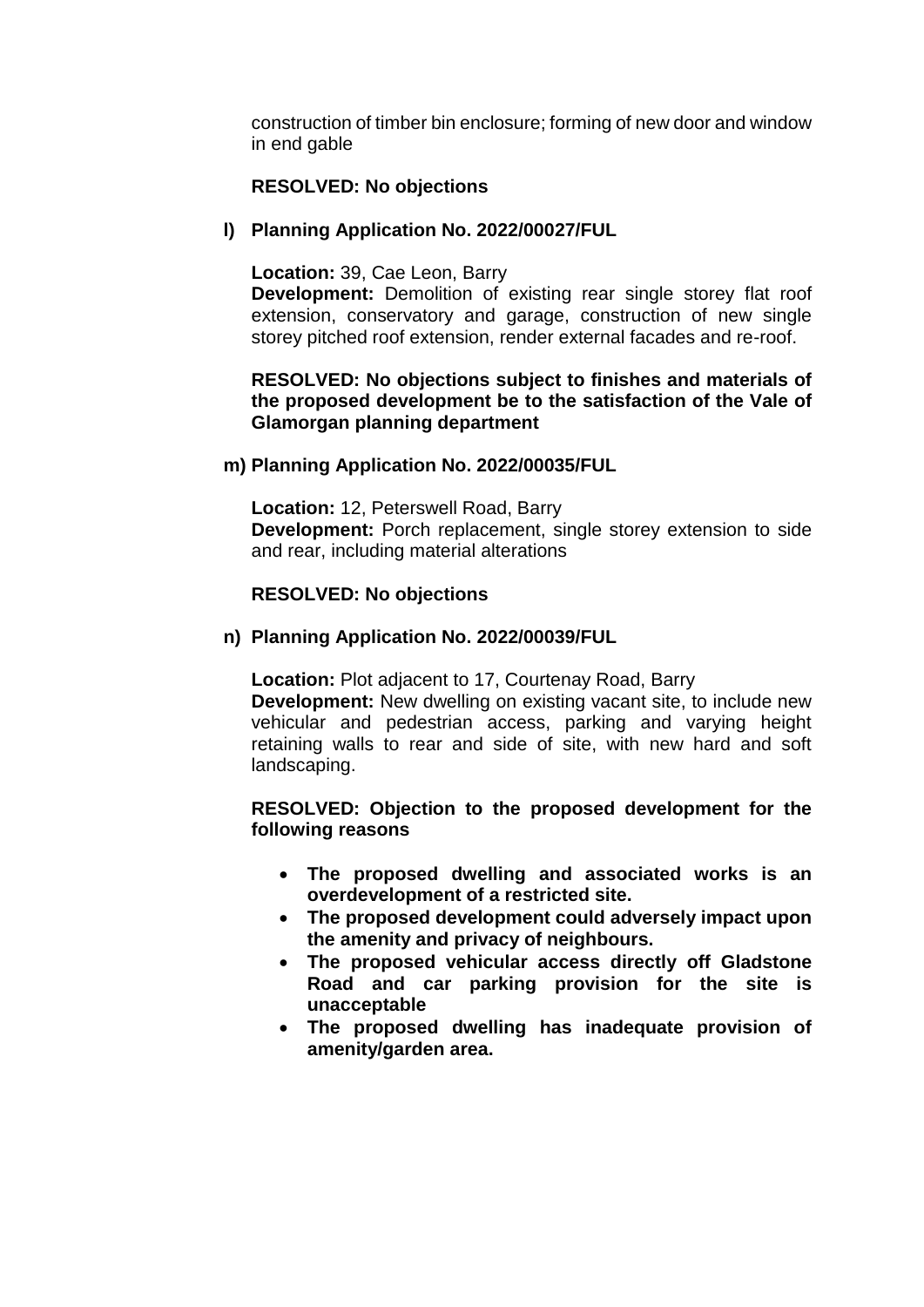construction of timber bin enclosure; forming of new door and window in end gable

**RESOLVED: No objections**

**l) Planning Application No. 2022/00027/FUL**

**Location:** 39, Cae Leon, Barry
**Development:** Demolition of existing rear single storey flat roof extension, conservatory and garage, construction of new single storey pitched roof extension, render external facades and re-roof.

**RESOLVED: No objections subject to finishes and materials of the proposed development be to the satisfaction of the Vale of Glamorgan planning department**

**m) Planning Application No. 2022/00035/FUL**

**Location:** 12, Peterswell Road, Barry
**Development:** Porch replacement, single storey extension to side and rear, including material alterations

**RESOLVED: No objections**

**n) Planning Application No. 2022/00039/FUL**

**Location:** Plot adjacent to 17, Courtenay Road, Barry
**Development:** New dwelling on existing vacant site, to include new vehicular and pedestrian access, parking and varying height retaining walls to rear and side of site, with new hard and soft landscaping.

**RESOLVED: Objection to the proposed development for the following reasons**

- **The proposed dwelling and associated works is an overdevelopment of a restricted site.**
- **The proposed development could adversely impact upon the amenity and privacy of neighbours.**
- **The proposed vehicular access directly off Gladstone Road and car parking provision for the site is unacceptable**
- **The proposed dwelling has inadequate provision of amenity/garden area.**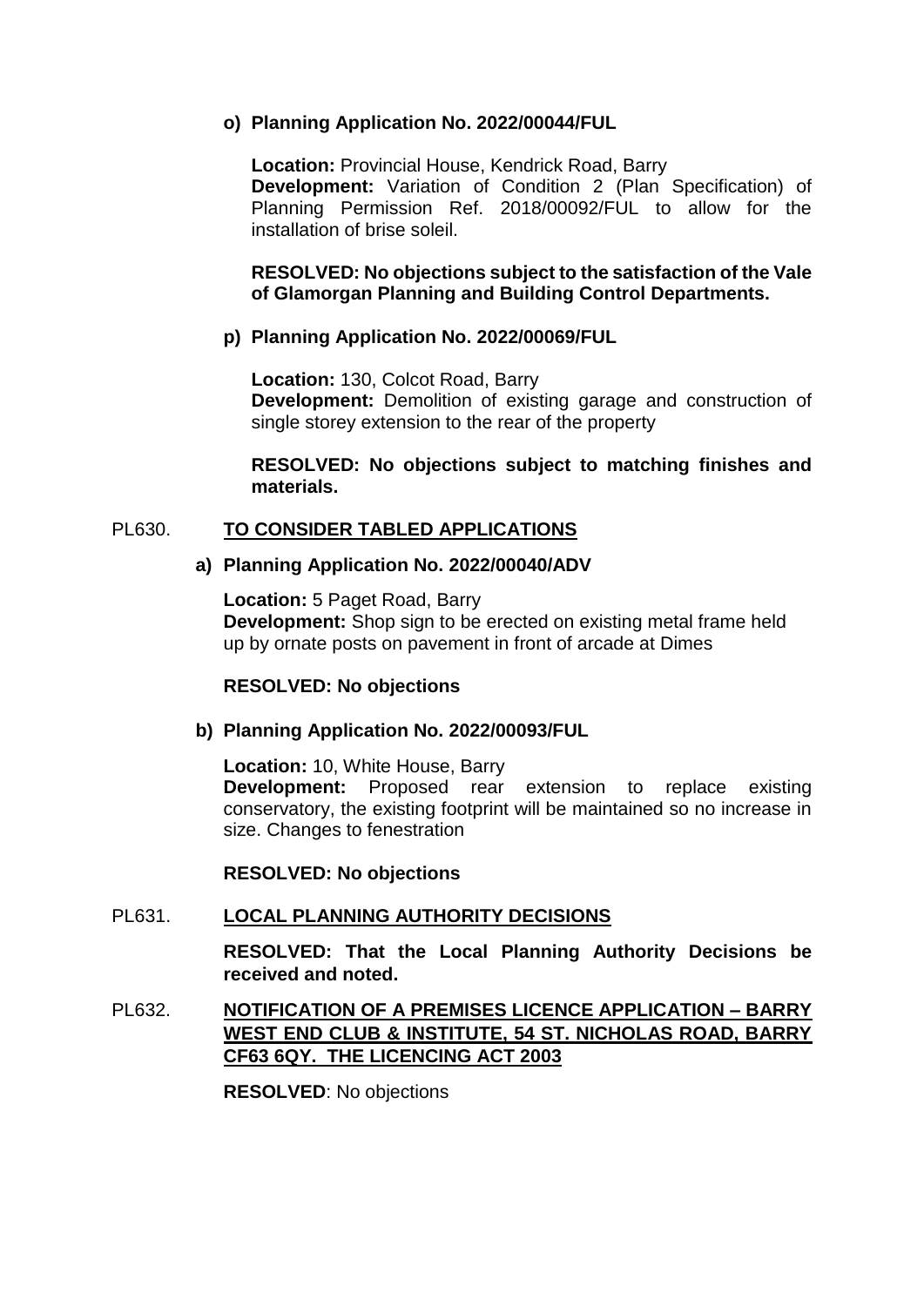**o) Planning Application No. 2022/00044/FUL**

**Location:** Provincial House, Kendrick Road, Barry
**Development:** Variation of Condition 2 (Plan Specification) of Planning Permission Ref. 2018/00092/FUL to allow for the installation of brise soleil.

**RESOLVED: No objections subject to the satisfaction of the Vale of Glamorgan Planning and Building Control Departments.**

**p) Planning Application No. 2022/00069/FUL**

**Location:** 130, Colcot Road, Barry
**Development:** Demolition of existing garage and construction of single storey extension to the rear of the property

**RESOLVED: No objections subject to matching finishes and materials.**

PL630. **TO CONSIDER TABLED APPLICATIONS**

**a) Planning Application No. 2022/00040/ADV**

**Location:** 5 Paget Road, Barry
**Development:** Shop sign to be erected on existing metal frame held up by ornate posts on pavement in front of arcade at Dimes

**RESOLVED: No objections**

**b) Planning Application No. 2022/00093/FUL**

**Location:** 10, White House, Barry
**Development:** Proposed rear extension to replace existing conservatory, the existing footprint will be maintained so no increase in size. Changes to fenestration

**RESOLVED: No objections**

PL631. **LOCAL PLANNING AUTHORITY DECISIONS**

**RESOLVED: That the Local Planning Authority Decisions be received and noted.**

PL632. **NOTIFICATION OF A PREMISES LICENCE APPLICATION – BARRY WEST END CLUB & INSTITUTE, 54 ST. NICHOLAS ROAD, BARRY CF63 6QY. THE LICENCING ACT 2003**

**RESOLVED**: No objections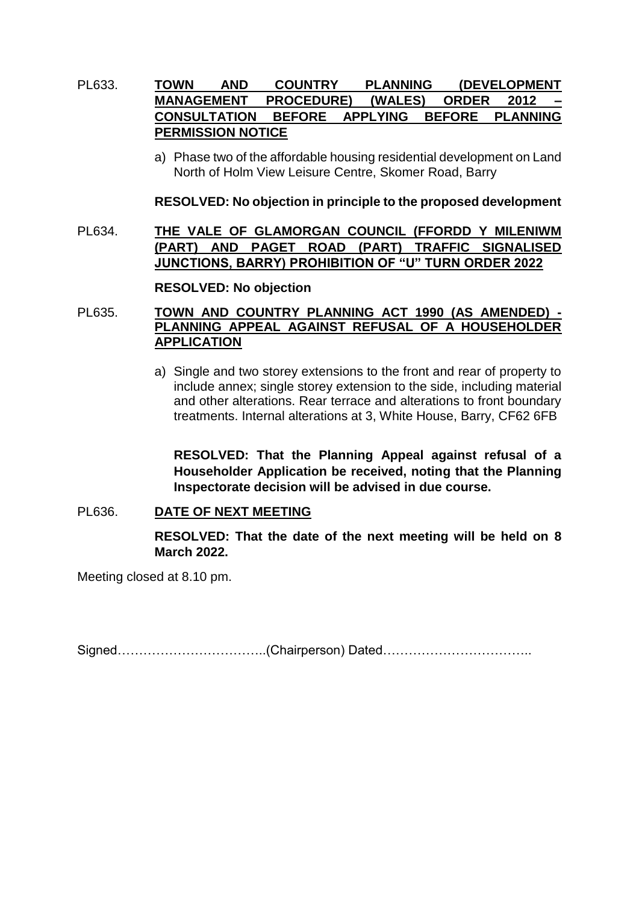PL633. **TOWN AND COUNTRY PLANNING (DEVELOPMENT MANAGEMENT PROCEDURE) (WALES) ORDER 2012 – CONSULTATION BEFORE APPLYING BEFORE PLANNING PERMISSION NOTICE**

a) Phase two of the affordable housing residential development on Land North of Holm View Leisure Centre, Skomer Road, Barry

**RESOLVED: No objection in principle to the proposed development**

PL634. **THE VALE OF GLAMORGAN COUNCIL (FFORDD Y MILENIWM (PART) AND PAGET ROAD (PART) TRAFFIC SIGNALISED JUNCTIONS, BARRY) PROHIBITION OF "U" TURN ORDER 2022**

**RESOLVED: No objection**

PL635. **TOWN AND COUNTRY PLANNING ACT 1990 (AS AMENDED) - PLANNING APPEAL AGAINST REFUSAL OF A HOUSEHOLDER APPLICATION**

a) Single and two storey extensions to the front and rear of property to include annex; single storey extension to the side, including material and other alterations. Rear terrace and alterations to front boundary treatments. Internal alterations at 3, White House, Barry, CF62 6FB

**RESOLVED: That the Planning Appeal against refusal of a Householder Application be received, noting that the Planning Inspectorate decision will be advised in due course.**

PL636. **DATE OF NEXT MEETING**

**RESOLVED: That the date of the next meeting will be held on 8 March 2022.**

Meeting closed at 8.10 pm.

Signed……………………………..(Chairperson) Dated……………………………..